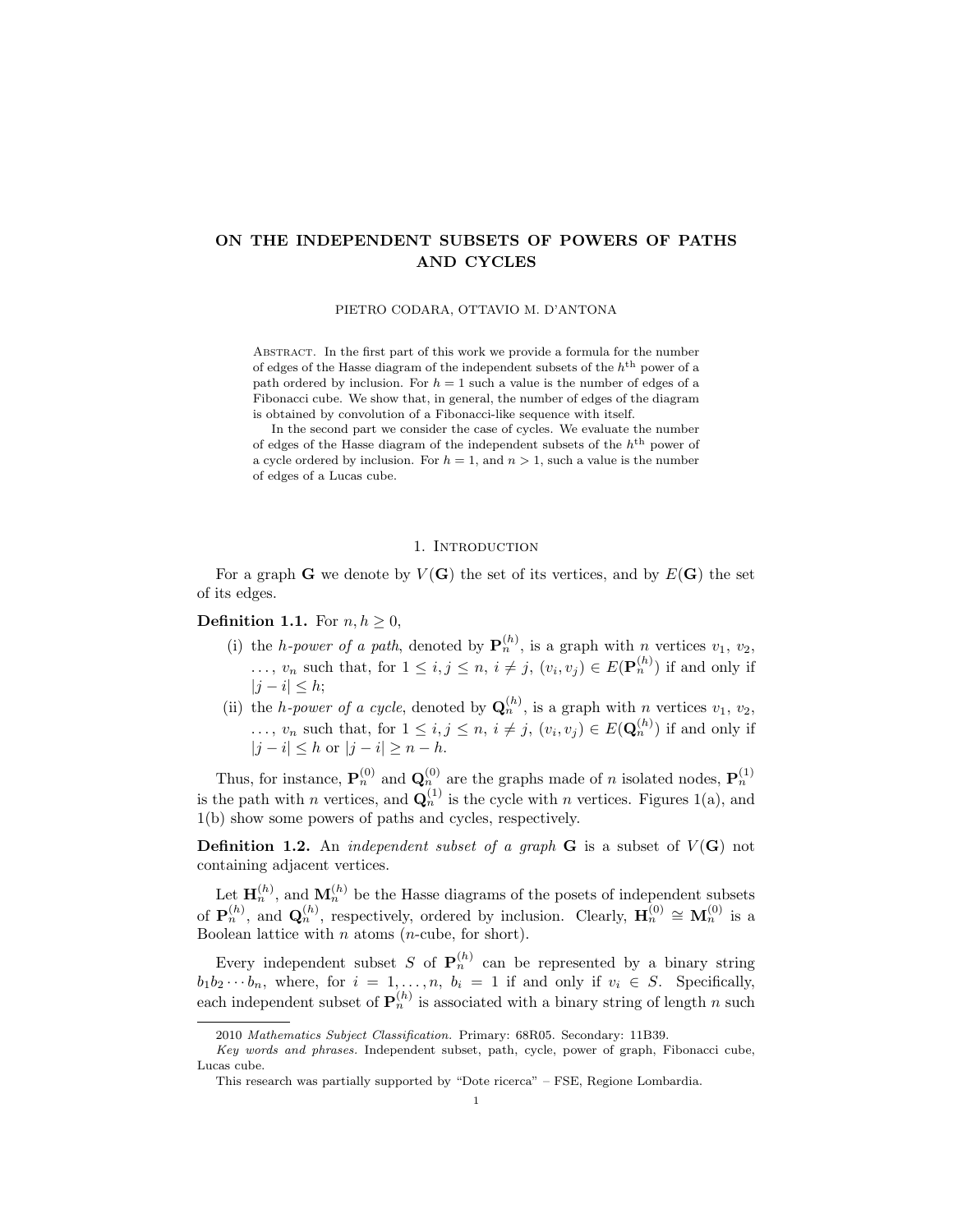# ON THE INDEPENDENT SUBSETS OF POWERS OF PATHS AND CYCLES

PIETRO CODARA, OTTAVIO M. D'ANTONA

Abstract. In the first part of this work we provide a formula for the number of edges of the Hasse diagram of the independent subsets of the $h^{\text{th}}$ power of a path ordered by inclusion. For $h = 1$ such a value is the number of edges of a Fibonacci cube. We show that, in general, the number of edges of the diagram is obtained by convolution of a Fibonacci-like sequence with itself.

In the second part we consider the case of cycles. We evaluate the number of edges of the Hasse diagram of the independent subsets of the $h^{\text{th}}$ power of a cycle ordered by inclusion. For $h = 1$, and $n > 1$, such a value is the number of edges of a Lucas cube.

## 1. Introduction

For a graph $\mathbf{G}$ we denote by $V(\mathbf{G})$ the set of its vertices, and by $E(\mathbf{G})$ the set of its edges.

**Definition 1.1.** For $n, h \geq 0$,

(i) the *h-power of a path*, denoted by $\mathbf{P}_n^{(h)}$, is a graph with $n$ vertices $v_1, v_2, \ldots, v_n$ such that, for $1 \leq i, j \leq n$, $i \neq j$, $(v_i, v_j) \in E(\mathbf{P}_n^{(h)})$ if and only if $|j - i| \leq h$;

(ii) the *h-power of a cycle*, denoted by $\mathbf{Q}_n^{(h)}$, is a graph with $n$ vertices $v_1, v_2, \ldots, v_n$ such that, for $1 \leq i, j \leq n$, $i \neq j$, $(v_i, v_j) \in E(\mathbf{Q}_n^{(h)})$ if and only if $|j - i| \leq h$ or $|j - i| \geq n - h$.

Thus, for instance, $\mathbf{P}_n^{(0)}$ and $\mathbf{Q}_n^{(0)}$ are the graphs made of $n$ isolated nodes, $\mathbf{P}_n^{(1)}$ is the path with $n$ vertices, and $\mathbf{Q}_n^{(1)}$ is the cycle with $n$ vertices. Figures 1(a), and 1(b) show some powers of paths and cycles, respectively.

**Definition 1.2.** An *independent subset of a graph* $\mathbf{G}$ is a subset of $V(\mathbf{G})$ not containing adjacent vertices.

Let $\mathbf{H}_n^{(h)}$, and $\mathbf{M}_n^{(h)}$ be the Hasse diagrams of the posets of independent subsets of $\mathbf{P}_n^{(h)}$, and $\mathbf{Q}_n^{(h)}$, respectively, ordered by inclusion. Clearly, $\mathbf{H}_n^{(0)} \cong \mathbf{M}_n^{(0)}$ is a Boolean lattice with $n$ atoms ($n$-cube, for short).

Every independent subset $S$ of $\mathbf{P}_n^{(h)}$ can be represented by a binary string $b_1 b_2 \cdots b_n$, where, for $i = 1, \ldots, n$, $b_i = 1$ if and only if $v_i \in S$. Specifically, each independent subset of $\mathbf{P}_n^{(h)}$ is associated with a binary string of length $n$ such

---

2010 *Mathematics Subject Classification.* Primary: 68R05. Secondary: 11B39.

*Key words and phrases.* Independent subset, path, cycle, power of graph, Fibonacci cube, Lucas cube.

This research was partially supported by "Dote ricerca" – FSE, Regione Lombardia.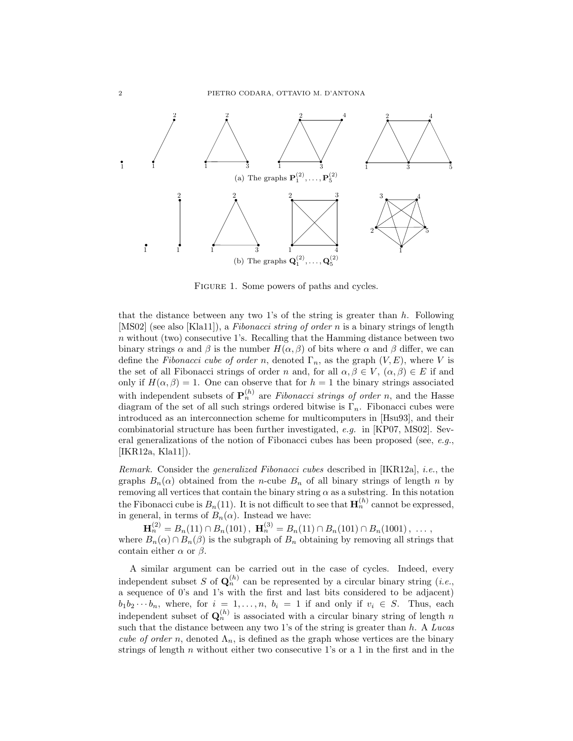(a) The graphs $\mathbf{P}_1^{(2)}, \ldots, \mathbf{P}_5^{(2)}$

(b) The graphs $\mathbf{Q}_1^{(2)}, \ldots, \mathbf{Q}_5^{(2)}$

FIGURE 1. Some powers of paths and cycles.

that the distance between any two 1's of the string is greater than $h$. Following [MS02] (see also [Kla11]), a *Fibonacci string of order n* is a binary strings of length $n$ without (two) consecutive 1's. Recalling that the Hamming distance between two binary strings $\alpha$ and $\beta$ is the number $H(\alpha, \beta)$ of bits where $\alpha$ and $\beta$ differ, we can define the *Fibonacci cube of order n*, denoted $\Gamma_n$, as the graph $(V, E)$, where $V$ is the set of all Fibonacci strings of order $n$ and, for all $\alpha, \beta \in V$, $(\alpha, \beta) \in E$ if and only if $H(\alpha, \beta) = 1$. One can observe that for $h = 1$ the binary strings associated with independent subsets of $\mathbf{P}_n^{(h)}$ are *Fibonacci strings of order n*, and the Hasse diagram of the set of all such strings ordered bitwise is $\Gamma_n$. Fibonacci cubes were introduced as an interconnection scheme for multicomputers in [Hsu93], and their combinatorial structure has been further investigated, *e.g.* in [KP07, MS02]. Several generalizations of the notion of Fibonacci cubes has been proposed (see, *e.g.*, [IKR12a, Kla11]).

*Remark.* Consider the *generalized Fibonacci cubes* described in [IKR12a], *i.e.*, the graphs $B_n(\alpha)$ obtained from the $n$-cube $B_n$ of all binary strings of length $n$ by removing all vertices that contain the binary string $\alpha$ as a substring. In this notation the Fibonacci cube is $B_n(11)$. It is not difficult to see that $\mathbf{H}_n^{(h)}$ cannot be expressed, in general, in terms of $B_n(\alpha)$. Instead we have:

$$\mathbf{H}_n^{(2)} = B_n(11) \cap B_n(101)\,,\ \mathbf{H}_n^{(3)} = B_n(11) \cap B_n(101) \cap B_n(1001)\,,\ \ldots\,,$$

where $B_n(\alpha) \cap B_n(\beta)$ is the subgraph of $B_n$ obtaining by removing all strings that contain either $\alpha$ or $\beta$.

A similar argument can be carried out in the case of cycles. Indeed, every independent subset $S$ of $\mathbf{Q}_n^{(h)}$ can be represented by a circular binary string (*i.e.*, a sequence of 0's and 1's with the first and last bits considered to be adjacent) $b_1 b_2 \cdots b_n$, where, for $i = 1, \ldots, n$, $b_i = 1$ if and only if $v_i \in S$. Thus, each independent subset of $\mathbf{Q}_n^{(h)}$ is associated with a circular binary string of length $n$ such that the distance between any two 1's of the string is greater than $h$. A *Lucas cube of order n*, denoted $\Lambda_n$, is defined as the graph whose vertices are the binary strings of length $n$ without either two consecutive 1's or a 1 in the first and in the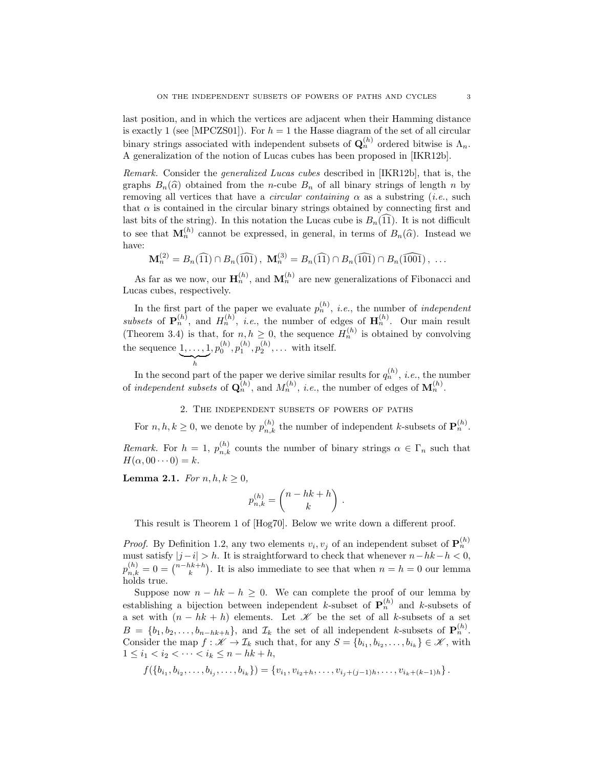last position, and in which the vertices are adjacent when their Hamming distance is exactly 1 (see [MPCZS01]). For $h = 1$ the Hasse diagram of the set of all circular binary strings associated with independent subsets of $\mathbf{Q}_n^{(h)}$ ordered bitwise is $\Lambda_n$. A generalization of the notion of Lucas cubes has been proposed in [IKR12b].

*Remark.* Consider the *generalized Lucas cubes* described in [IKR12b], that is, the graphs $B_n(\widehat{\alpha})$ obtained from the $n$-cube $B_n$ of all binary strings of length $n$ by removing all vertices that have a *circular containing* $\alpha$ as a substring (*i.e.*, such that $\alpha$ is contained in the circular binary strings obtained by connecting first and last bits of the string). In this notation the Lucas cube is $B_n(\widehat{11})$. It is not difficult to see that $\mathbf{M}_n^{(h)}$ cannot be expressed, in general, in terms of $B_n(\widehat{\alpha})$. Instead we have:

$$\mathbf{M}_n^{(2)} = B_n(\widehat{11}) \cap B_n(\widehat{101})\,,\ \mathbf{M}_n^{(3)} = B_n(\widehat{11}) \cap B_n(\widehat{101}) \cap B_n(\widehat{1001})\,,\ \ldots$$

As far as we now, our $\mathbf{H}_n^{(h)}$, and $\mathbf{M}_n^{(h)}$ are new generalizations of Fibonacci and Lucas cubes, respectively.

In the first part of the paper we evaluate $p_n^{(h)}$, *i.e.*, the number of *independent subsets* of $\mathbf{P}_n^{(h)}$, and $H_n^{(h)}$, *i.e.*, the number of edges of $\mathbf{H}_n^{(h)}$. Our main result (Theorem 3.4) is that, for $n, h \geq 0$, the sequence $H_n^{(h)}$ is obtained by convolving the sequence $\underbrace{1, \ldots, 1}_{h}, p_0^{(h)}, p_1^{(h)}, p_2^{(h)}, \ldots$ with itself.

In the second part of the paper we derive similar results for $q_n^{(h)}$, *i.e.*, the number of *independent subsets* of $\mathbf{Q}_n^{(h)}$, and $M_n^{(h)}$, *i.e.*, the number of edges of $\mathbf{M}_n^{(h)}$.

## 2. The independent subsets of powers of paths

For $n, h, k \geq 0$, we denote by $p_{n,k}^{(h)}$ the number of independent $k$-subsets of $\mathbf{P}_n^{(h)}$.

*Remark.* For $h = 1$, $p_{n,k}^{(h)}$ counts the number of binary strings $\alpha \in \Gamma_n$ such that $H(\alpha, 00\cdots 0) = k$.

**Lemma 2.1.** *For $n, h, k \geq 0$,*

$$p_{n,k}^{(h)} = \binom{n - hk + h}{k}\,.$$

This result is Theorem 1 of [Hog70]. Below we write down a different proof.

*Proof.* By Definition 1.2, any two elements $v_i, v_j$ of an independent subset of $\mathbf{P}_n^{(h)}$ must satisfy $|j - i| > h$. It is straightforward to check that whenever $n - hk - h < 0$, $p_{n,k}^{(h)} = 0 = \binom{n-hk+h}{k}$. It is also immediate to see that when $n = h = 0$ our lemma holds true.

Suppose now $n - hk - h \geq 0$. We can complete the proof of our lemma by establishing a bijection between independent $k$-subset of $\mathbf{P}_n^{(h)}$ and $k$-subsets of a set with $(n - hk + h)$ elements. Let $\mathscr{K}$ be the set of all $k$-subsets of a set $B = \{b_1, b_2, \ldots, b_{n-hk+h}\}$, and $\mathcal{I}_k$ the set of all independent $k$-subsets of $\mathbf{P}_n^{(h)}$. Consider the map $f : \mathscr{K} \to \mathcal{I}_k$ such that, for any $S = \{b_{i_1}, b_{i_2}, \ldots, b_{i_k}\} \in \mathscr{K}$, with $1 \leq i_1 < i_2 < \cdots < i_k \leq n - hk + h$,

$$f(\{b_{i_1}, b_{i_2}, \ldots, b_{i_j}, \ldots, b_{i_k}\}) = \{v_{i_1}, v_{i_2+h}, \ldots, v_{i_j+(j-1)h}, \ldots, v_{i_k+(k-1)h}\}\,.$$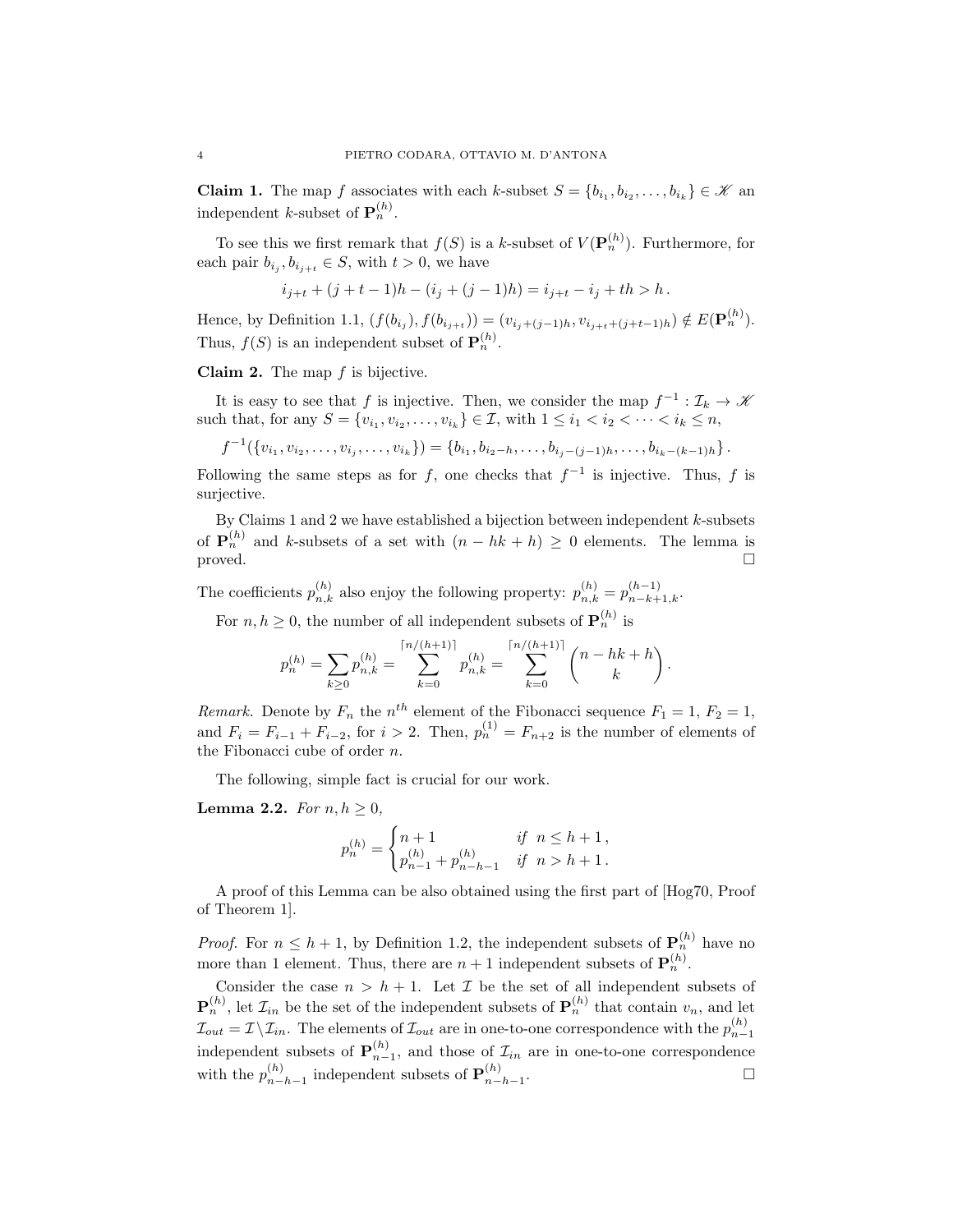**Claim 1.** The map $f$ associates with each $k$-subset $S = \{b_{i_1}, b_{i_2}, \ldots, b_{i_k}\} \in \mathscr{K}$ an independent $k$-subset of $\mathbf{P}_n^{(h)}$.

To see this we first remark that $f(S)$ is a $k$-subset of $V(\mathbf{P}_n^{(h)})$. Furthermore, for each pair $b_{i_j}, b_{i_{j+t}} \in S$, with $t > 0$, we have

$$i_{j+t} + (j+t-1)h - (i_j + (j-1)h) = i_{j+t} - i_j + th > h\,.$$

Hence, by Definition 1.1, $(f(b_{i_j}), f(b_{i_{j+t}})) = (v_{i_j+(j-1)h}, v_{i_{j+t}+(j+t-1)h}) \notin E(\mathbf{P}_n^{(h)})$. Thus, $f(S)$ is an independent subset of $\mathbf{P}_n^{(h)}$.

**Claim 2.** The map $f$ is bijective.

It is easy to see that $f$ is injective. Then, we consider the map $f^{-1} : \mathcal{I}_k \to \mathscr{K}$ such that, for any $S = \{v_{i_1}, v_{i_2}, \ldots, v_{i_k}\} \in \mathcal{I}$, with $1 \leq i_1 < i_2 < \cdots < i_k \leq n$,

$$f^{-1}(\{v_{i_1}, v_{i_2}, \ldots, v_{i_j}, \ldots, v_{i_k}\}) = \{b_{i_1}, b_{i_2-h}, \ldots, b_{i_j-(j-1)h}, \ldots, b_{i_k-(k-1)h}\}\,.$$

Following the same steps as for $f$, one checks that $f^{-1}$ is injective. Thus, $f$ is surjective.

By Claims 1 and 2 we have established a bijection between independent $k$-subsets of $\mathbf{P}_n^{(h)}$ and $k$-subsets of a set with $(n - hk + h) \geq 0$ elements. The lemma is proved. $\square$

The coefficients $p_{n,k}^{(h)}$ also enjoy the following property: $p_{n,k}^{(h)} = p_{n-k+1,k}^{(h-1)}$.

For $n, h \geq 0$, the number of all independent subsets of $\mathbf{P}_n^{(h)}$ is

$$p_n^{(h)} = \sum_{k \geq 0} p_{n,k}^{(h)} = \sum_{k=0}^{\lceil n/(h+1) \rceil} p_{n,k}^{(h)} = \sum_{k=0}^{\lceil n/(h+1) \rceil} \binom{n - hk + h}{k}\,.$$

*Remark.* Denote by $F_n$ the $n^{th}$ element of the Fibonacci sequence $F_1 = 1$, $F_2 = 1$, and $F_i = F_{i-1} + F_{i-2}$, for $i > 2$. Then, $p_n^{(1)} = F_{n+2}$ is the number of elements of the Fibonacci cube of order $n$.

The following, simple fact is crucial for our work.

**Lemma 2.2.** *For $n, h \geq 0$,*

$$p_n^{(h)} = \begin{cases} n+1 & \textit{if} \;\; n \leq h+1\,, \\ p_{n-1}^{(h)} + p_{n-h-1}^{(h)} & \textit{if} \;\; n > h+1\,. \end{cases}$$

A proof of this Lemma can be also obtained using the first part of [Hog70, Proof of Theorem 1].

*Proof.* For $n \leq h+1$, by Definition 1.2, the independent subsets of $\mathbf{P}_n^{(h)}$ have no more than 1 element. Thus, there are $n+1$ independent subsets of $\mathbf{P}_n^{(h)}$.

Consider the case $n > h+1$. Let $\mathcal{I}$ be the set of all independent subsets of $\mathbf{P}_n^{(h)}$, let $\mathcal{I}_{in}$ be the set of the independent subsets of $\mathbf{P}_n^{(h)}$ that contain $v_n$, and let $\mathcal{I}_{out} = \mathcal{I} \backslash \mathcal{I}_{in}$. The elements of $\mathcal{I}_{out}$ are in one-to-one correspondence with the $p_{n-1}^{(h)}$ independent subsets of $\mathbf{P}_{n-1}^{(h)}$, and those of $\mathcal{I}_{in}$ are in one-to-one correspondence with the $p_{n-h-1}^{(h)}$ independent subsets of $\mathbf{P}_{n-h-1}^{(h)}$. $\square$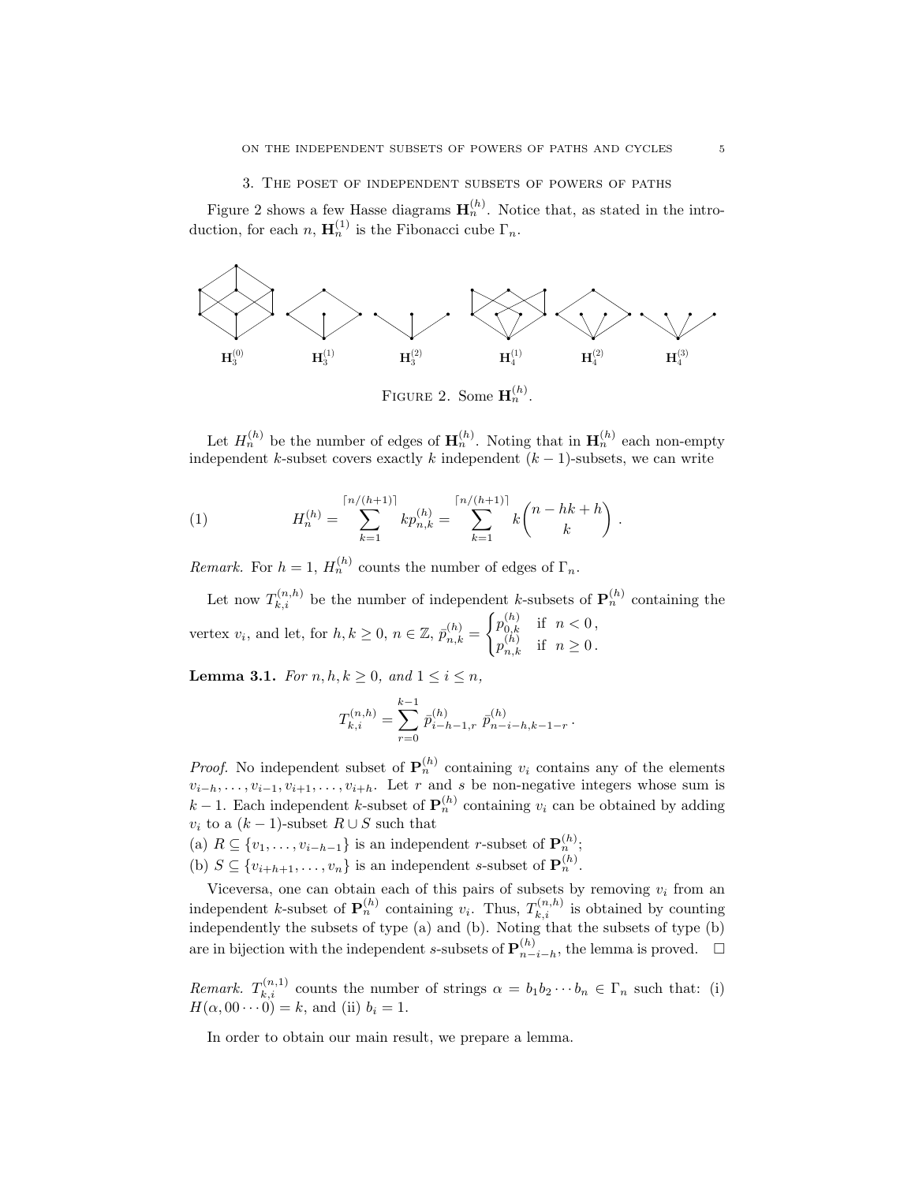## 3. The poset of independent subsets of powers of paths

Figure 2 shows a few Hasse diagrams $\mathbf{H}_n^{(h)}$. Notice that, as stated in the introduction, for each $n$, $\mathbf{H}_n^{(1)}$ is the Fibonacci cube $\Gamma_n$.

$\mathbf{H}_3^{(0)}$ $\mathbf{H}_3^{(1)}$ $\mathbf{H}_3^{(2)}$ $\mathbf{H}_4^{(1)}$ $\mathbf{H}_4^{(2)}$ $\mathbf{H}_4^{(3)}$

Figure 2. Some $\mathbf{H}_n^{(h)}$.

Let $H_n^{(h)}$ be the number of edges of $\mathbf{H}_n^{(h)}$. Noting that in $\mathbf{H}_n^{(h)}$ each non-empty independent $k$-subset covers exactly $k$ independent $(k-1)$-subsets, we can write

$$H_n^{(h)} = \sum_{k=1}^{\lceil n/(h+1)\rceil} k p_{n,k}^{(h)} = \sum_{k=1}^{\lceil n/(h+1)\rceil} k \binom{n-hk+h}{k} \,. \tag{1}$$

*Remark.* For $h = 1$, $H_n^{(h)}$ counts the number of edges of $\Gamma_n$.

Let now $T_{k,i}^{(n,h)}$ be the number of independent $k$-subsets of $\mathbf{P}_n^{(h)}$ containing the vertex $v_i$, and let, for $h, k \geq 0$, $n \in \mathbb{Z}$, $\bar{p}_{n,k}^{(h)} = \begin{cases} p_{0,k}^{(h)} & \text{if } n < 0\,, \\ p_{n,k}^{(h)} & \text{if } n \geq 0\,. \end{cases}$

**Lemma 3.1.** *For $n, h, k \geq 0$, and $1 \leq i \leq n$,*

$$T_{k,i}^{(n,h)} = \sum_{r=0}^{k-1} \bar{p}_{i-h-1,r}^{(h)}\, \bar{p}_{n-i-h,k-1-r}^{(h)}\,.$$

*Proof.* No independent subset of $\mathbf{P}_n^{(h)}$ containing $v_i$ contains any of the elements $v_{i-h}, \ldots, v_{i-1}, v_{i+1}, \ldots, v_{i+h}$. Let $r$ and $s$ be non-negative integers whose sum is $k-1$. Each independent $k$-subset of $\mathbf{P}_n^{(h)}$ containing $v_i$ can be obtained by adding $v_i$ to a $(k-1)$-subset $R \cup S$ such that

(a) $R \subseteq \{v_1, \ldots, v_{i-h-1}\}$ is an independent $r$-subset of $\mathbf{P}_n^{(h)}$;
(b) $S \subseteq \{v_{i+h+1}, \ldots, v_n\}$ is an independent $s$-subset of $\mathbf{P}_n^{(h)}$.

Viceversa, one can obtain each of this pairs of subsets by removing $v_i$ from an independent $k$-subset of $\mathbf{P}_n^{(h)}$ containing $v_i$. Thus, $T_{k,i}^{(n,h)}$ is obtained by counting independently the subsets of type (a) and (b). Noting that the subsets of type (b) are in bijection with the independent $s$-subsets of $\mathbf{P}_{n-i-h}^{(h)}$, the lemma is proved. $\square$

*Remark.* $T_{k,i}^{(n,1)}$ counts the number of strings $\alpha = b_1 b_2 \cdots b_n \in \Gamma_n$ such that: (i) $H(\alpha, 00\cdots 0) = k$, and (ii) $b_i = 1$.

In order to obtain our main result, we prepare a lemma.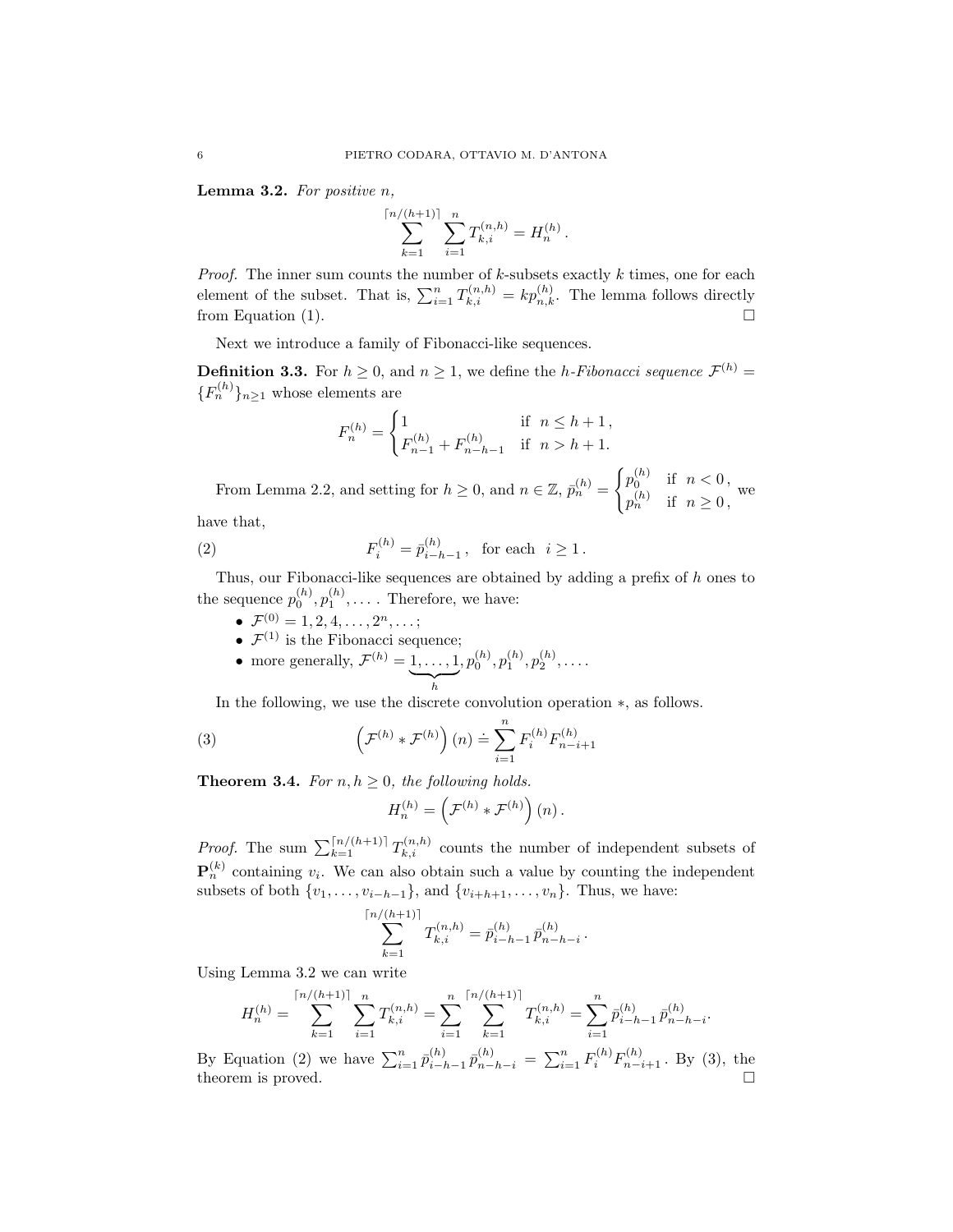**Lemma 3.2.** *For positive $n$,*

$$\sum_{k=1}^{\lceil n/(h+1)\rceil} \sum_{i=1}^{n} T_{k,i}^{(n,h)} = H_n^{(h)}\,.$$

*Proof.* The inner sum counts the number of $k$-subsets exactly $k$ times, one for each element of the subset. That is, $\sum_{i=1}^{n} T_{k,i}^{(n,h)} = kp_{n,k}^{(h)}$. The lemma follows directly from Equation (1). □

Next we introduce a family of Fibonacci-like sequences.

**Definition 3.3.** For $h \geq 0$, and $n \geq 1$, we define the *$h$-Fibonacci sequence* $\mathcal{F}^{(h)} = \{F_n^{(h)}\}_{n\geq 1}$ whose elements are

$$F_n^{(h)} = \begin{cases} 1 & \text{if } \ n \leq h+1\,, \\ F_{n-1}^{(h)} + F_{n-h-1}^{(h)} & \text{if } \ n > h+1. \end{cases}$$

From Lemma 2.2, and setting for $h \geq 0$, and $n \in \mathbb{Z}$, $\bar{p}_n^{(h)} = \begin{cases} p_0^{(h)} & \text{if } \ n < 0\,, \\ p_n^{(h)} & \text{if } \ n \geq 0\,, \end{cases}$ we have that,

$$F_i^{(h)} = \bar{p}_{i-h-1}^{(h)}\,, \quad \text{for each } \ i \geq 1\,. \tag{2}$$

Thus, our Fibonacci-like sequences are obtained by adding a prefix of $h$ ones to the sequence $p_0^{(h)}, p_1^{(h)}, \ldots$ . Therefore, we have:

- $\mathcal{F}^{(0)} = 1, 2, 4, \ldots, 2^n, \ldots;$
- $\mathcal{F}^{(1)}$ is the Fibonacci sequence;
- more generally, $\mathcal{F}^{(h)} = \underbrace{1, \ldots, 1}_{h}, p_0^{(h)}, p_1^{(h)}, p_2^{(h)}, \ldots.$

In the following, we use the discrete convolution operation $*$, as follows.

$$\left(\mathcal{F}^{(h)} * \mathcal{F}^{(h)}\right)(n) \doteq \sum_{i=1}^{n} F_i^{(h)} F_{n-i+1}^{(h)} \tag{3}$$

**Theorem 3.4.** *For $n, h \geq 0$, the following holds.*

$$H_n^{(h)} = \left(\mathcal{F}^{(h)} * \mathcal{F}^{(h)}\right)(n)\,.$$

*Proof.* The sum $\sum_{k=1}^{\lceil n/(h+1)\rceil} T_{k,i}^{(n,h)}$ counts the number of independent subsets of $\mathbf{P}_n^{(k)}$ containing $v_i$. We can also obtain such a value by counting the independent subsets of both $\{v_1, \ldots, v_{i-h-1}\}$, and $\{v_{i+h+1}, \ldots, v_n\}$. Thus, we have:

$$\sum_{k=1}^{\lceil n/(h+1)\rceil} T_{k,i}^{(n,h)} = \bar{p}_{i-h-1}^{(h)}\,\bar{p}_{n-h-i}^{(h)}\,.$$

Using Lemma 3.2 we can write

$$H_n^{(h)} = \sum_{k=1}^{\lceil n/(h+1)\rceil} \sum_{i=1}^{n} T_{k,i}^{(n,h)} = \sum_{i=1}^{n} \sum_{k=1}^{\lceil n/(h+1)\rceil} T_{k,i}^{(n,h)} = \sum_{i=1}^{n} \bar{p}_{i-h-1}^{(h)}\,\bar{p}_{n-h-i}^{(h)}.$$

By Equation (2) we have $\sum_{i=1}^{n} \bar{p}_{i-h-1}^{(h)}\,\bar{p}_{n-h-i}^{(h)} = \sum_{i=1}^{n} F_i^{(h)} F_{n-i+1}^{(h)}$. By (3), the theorem is proved. □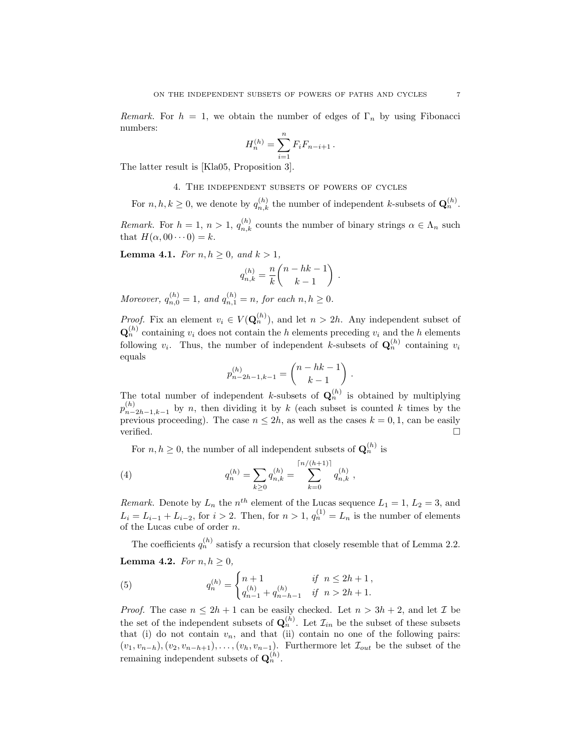*Remark.* For $h = 1$, we obtain the number of edges of $\Gamma_n$ by using Fibonacci numbers:

$$H_n^{(h)} = \sum_{i=1}^{n} F_i F_{n-i+1}\,.$$

The latter result is [Kla05, Proposition 3].

## 4. The independent subsets of powers of cycles

For $n, h, k \geq 0$, we denote by $q_{n,k}^{(h)}$ the number of independent $k$-subsets of $\mathbf{Q}_n^{(h)}$.

*Remark.* For $h = 1$, $n > 1$, $q_{n,k}^{(h)}$ counts the number of binary strings $\alpha \in \Lambda_n$ such that $H(\alpha, 00\cdots 0) = k$.

**Lemma 4.1.** *For $n, h \geq 0$, and $k > 1$,*

$$q_{n,k}^{(h)} = \frac{n}{k}\binom{n-hk-1}{k-1}\,.$$

*Moreover, $q_{n,0}^{(h)} = 1$, and $q_{n,1}^{(h)} = n$, for each $n, h \geq 0$.*

*Proof.* Fix an element $v_i \in V(\mathbf{Q}_n^{(h)})$, and let $n > 2h$. Any independent subset of $\mathbf{Q}_n^{(h)}$ containing $v_i$ does not contain the $h$ elements preceding $v_i$ and the $h$ elements following $v_i$. Thus, the number of independent $k$-subsets of $\mathbf{Q}_n^{(h)}$ containing $v_i$ equals

$$p_{n-2h-1,k-1}^{(h)} = \binom{n-hk-1}{k-1}\,.$$

The total number of independent $k$-subsets of $\mathbf{Q}_n^{(h)}$ is obtained by multiplying $p_{n-2h-1,k-1}^{(h)}$ by $n$, then dividing it by $k$ (each subset is counted $k$ times by the previous proceeding). The case $n \leq 2h$, as well as the cases $k = 0, 1$, can be easily verified. $\square$

For $n, h \geq 0$, the number of all independent subsets of $\mathbf{Q}_n^{(h)}$ is

$$q_n^{(h)} = \sum_{k\geq 0} q_{n,k}^{(h)} = \sum_{k=0}^{\lceil n/(h+1)\rceil} q_{n,k}^{(h)}\,, \tag{4}$$

*Remark.* Denote by $L_n$ the $n^{th}$ element of the Lucas sequence $L_1 = 1$, $L_2 = 3$, and $L_i = L_{i-1} + L_{i-2}$, for $i > 2$. Then, for $n > 1$, $q_n^{(1)} = L_n$ is the number of elements of the Lucas cube of order $n$.

The coefficients $q_n^{(h)}$ satisfy a recursion that closely resemble that of Lemma 2.2.

**Lemma 4.2.** *For $n, h \geq 0$,*

$$q_n^{(h)} = \begin{cases} n+1 & \text{if } \ n \leq 2h+1\,, \\ q_{n-1}^{(h)} + q_{n-h-1}^{(h)} & \text{if } \ n > 2h+1. \end{cases} \tag{5}$$

*Proof.* The case $n \leq 2h+1$ can be easily checked. Let $n > 3h+2$, and let $\mathcal{I}$ be the set of the independent subsets of $\mathbf{Q}_n^{(h)}$. Let $\mathcal{I}_{in}$ be the subset of these subsets that (i) do not contain $v_n$, and that (ii) contain no one of the following pairs: $(v_1, v_{n-h}), (v_2, v_{n-h+1}), \ldots, (v_h, v_{n-1})$. Furthermore let $\mathcal{I}_{out}$ be the subset of the remaining independent subsets of $\mathbf{Q}_n^{(h)}$.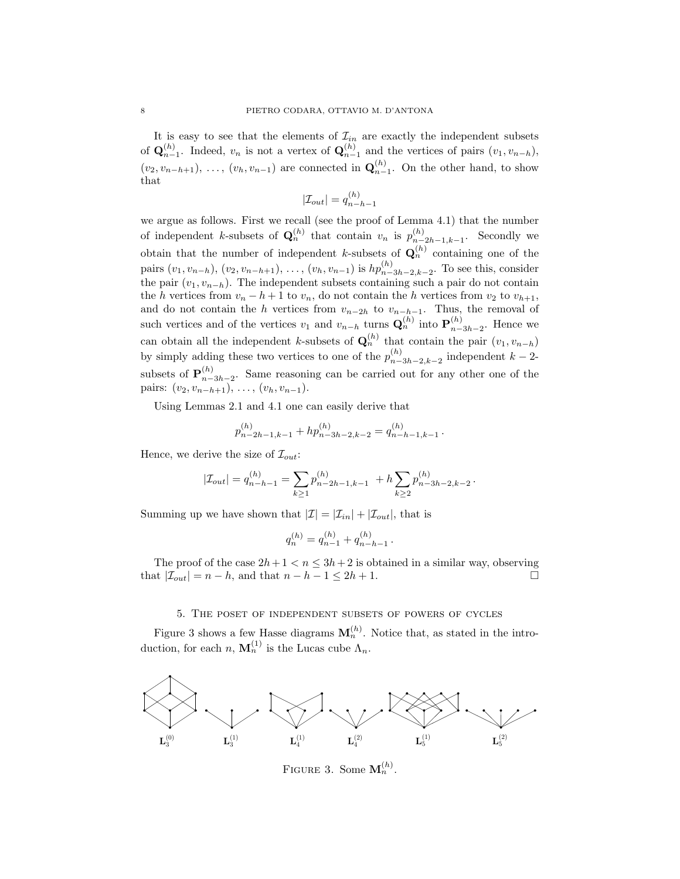It is easy to see that the elements of $\mathcal{I}_{in}$ are exactly the independent subsets of $\mathbf{Q}_{n-1}^{(h)}$. Indeed, $v_n$ is not a vertex of $\mathbf{Q}_{n-1}^{(h)}$ and the vertices of pairs $(v_1, v_{n-h})$, $(v_2, v_{n-h+1})$, ..., $(v_h, v_{n-1})$ are connected in $\mathbf{Q}_{n-1}^{(h)}$. On the other hand, to show that

$$|\mathcal{I}_{out}| = q_{n-h-1}^{(h)}$$

we argue as follows. First we recall (see the proof of Lemma 4.1) that the number of independent $k$-subsets of $\mathbf{Q}_n^{(h)}$ that contain $v_n$ is $p_{n-2h-1,k-1}^{(h)}$. Secondly we obtain that the number of independent $k$-subsets of $\mathbf{Q}_n^{(h)}$ containing one of the pairs $(v_1, v_{n-h})$, $(v_2, v_{n-h+1})$, ..., $(v_h, v_{n-1})$ is $hp_{n-3h-2,k-2}^{(h)}$. To see this, consider the pair $(v_1, v_{n-h})$. The independent subsets containing such a pair do not contain the $h$ vertices from $v_n - h + 1$ to $v_n$, do not contain the $h$ vertices from $v_2$ to $v_{h+1}$, and do not contain the $h$ vertices from $v_{n-2h}$ to $v_{n-h-1}$. Thus, the removal of such vertices and of the vertices $v_1$ and $v_{n-h}$ turns $\mathbf{Q}_n^{(h)}$ into $\mathbf{P}_{n-3h-2}^{(h)}$. Hence we can obtain all the independent $k$-subsets of $\mathbf{Q}_n^{(h)}$ that contain the pair $(v_1, v_{n-h})$ by simply adding these two vertices to one of the $p_{n-3h-2,k-2}^{(h)}$ independent $k-2$-subsets of $\mathbf{P}_{n-3h-2}^{(h)}$. Same reasoning can be carried out for any other one of the pairs: $(v_2, v_{n-h+1})$, ..., $(v_h, v_{n-1})$.

Using Lemmas 2.1 and 4.1 one can easily derive that

$$p_{n-2h-1,k-1}^{(h)} + hp_{n-3h-2,k-2}^{(h)} = q_{n-h-1,k-1}^{(h)}\,.$$

Hence, we derive the size of $\mathcal{I}_{out}$:

$$|\mathcal{I}_{out}| = q_{n-h-1}^{(h)} = \sum_{k\geq 1} p_{n-2h-1,k-1}^{(h)} \ + h\sum_{k\geq 2} p_{n-3h-2,k-2}^{(h)}\,.$$

Summing up we have shown that $|\mathcal{I}| = |\mathcal{I}_{in}| + |\mathcal{I}_{out}|$, that is

$$q_n^{(h)} = q_{n-1}^{(h)} + q_{n-h-1}^{(h)}\,.$$

The proof of the case $2h+1 < n \leq 3h+2$ is obtained in a similar way, observing that $|\mathcal{I}_{out}| = n - h$, and that $n - h - 1 \leq 2h + 1$. $\square$

## 5. The poset of independent subsets of powers of cycles

Figure 3 shows a few Hasse diagrams $\mathbf{M}_n^{(h)}$. Notice that, as stated in the introduction, for each $n$, $\mathbf{M}_n^{(1)}$ is the Lucas cube $\Lambda_n$.

$\mathbf{L}_3^{(0)}$ $\mathbf{L}_3^{(1)}$ $\mathbf{L}_4^{(1)}$ $\mathbf{L}_4^{(2)}$ $\mathbf{L}_5^{(1)}$ $\mathbf{L}_5^{(2)}$

Figure 3. Some $\mathbf{M}_n^{(h)}$.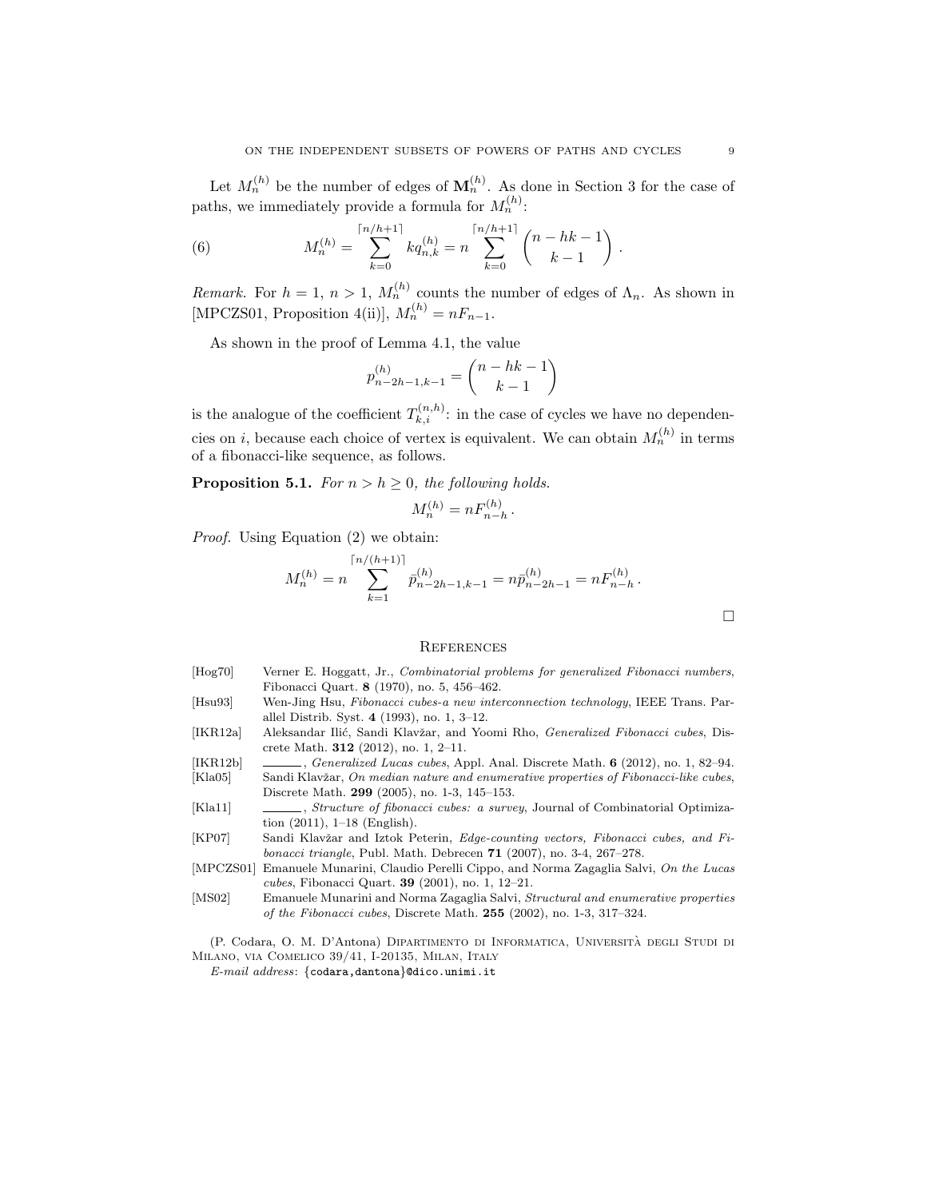Let $M_n^{(h)}$ be the number of edges of $\mathbf{M}_n^{(h)}$. As done in Section 3 for the case of paths, we immediately provide a formula for $M_n^{(h)}$:

$$M_n^{(h)} = \sum_{k=0}^{\lceil n/h+1 \rceil} k q_{n,k}^{(h)} = n \sum_{k=0}^{\lceil n/h+1 \rceil} \binom{n-hk-1}{k-1}. \tag{6}$$

*Remark.* For $h = 1$, $n > 1$, $M_n^{(h)}$ counts the number of edges of $\Lambda_n$. As shown in [MPCZS01, Proposition 4(ii)], $M_n^{(h)} = nF_{n-1}$.

As shown in the proof of Lemma 4.1, the value

$$p_{n-2h-1,k-1}^{(h)} = \binom{n-hk-1}{k-1}$$

is the analogue of the coefficient $T_{k,i}^{(n,h)}$: in the case of cycles we have no dependencies on $i$, because each choice of vertex is equivalent. We can obtain $M_n^{(h)}$ in terms of a fibonacci-like sequence, as follows.

**Proposition 5.1.** *For $n > h \geq 0$, the following holds.*

$$M_n^{(h)} = nF_{n-h}^{(h)}.$$

*Proof.* Using Equation (2) we obtain:

$$M_n^{(h)} = n \sum_{k=1}^{\lceil n/(h+1) \rceil} \bar{p}_{n-2h-1,k-1}^{(h)} = n\bar{p}_{n-2h-1}^{(h)} = nF_{n-h}^{(h)}.$$

□

## References

[Hog70] Verner E. Hoggatt, Jr., *Combinatorial problems for generalized Fibonacci numbers*, Fibonacci Quart. **8** (1970), no. 5, 456–462.

[Hsu93] Wen-Jing Hsu, *Fibonacci cubes-a new interconnection technology*, IEEE Trans. Parallel Distrib. Syst. **4** (1993), no. 1, 3–12.

[IKR12a] Aleksandar Ilić, Sandi Klavžar, and Yoomi Rho, *Generalized Fibonacci cubes*, Discrete Math. **312** (2012), no. 1, 2–11.

[IKR12b] ______, *Generalized Lucas cubes*, Appl. Anal. Discrete Math. **6** (2012), no. 1, 82–94.

[Kla05] Sandi Klavžar, *On median nature and enumerative properties of Fibonacci-like cubes*, Discrete Math. **299** (2005), no. 1-3, 145–153.

[Kla11] ______, *Structure of fibonacci cubes: a survey*, Journal of Combinatorial Optimization (2011), 1–18 (English).

[KP07] Sandi Klavžar and Iztok Peterin, *Edge-counting vectors, Fibonacci cubes, and Fibonacci triangle*, Publ. Math. Debrecen **71** (2007), no. 3-4, 267–278.

[MPCZS01] Emanuele Munarini, Claudio Perelli Cippo, and Norma Zagaglia Salvi, *On the Lucas cubes*, Fibonacci Quart. **39** (2001), no. 1, 12–21.

[MS02] Emanuele Munarini and Norma Zagaglia Salvi, *Structural and enumerative properties of the Fibonacci cubes*, Discrete Math. **255** (2002), no. 1-3, 317–324.

(P. Codara, O. M. D'Antona) Dipartimento di Informatica, Università degli Studi di Milano, via Comelico 39/41, I-20135, Milan, Italy

*E-mail address*: {codara,dantona}@dico.unimi.it